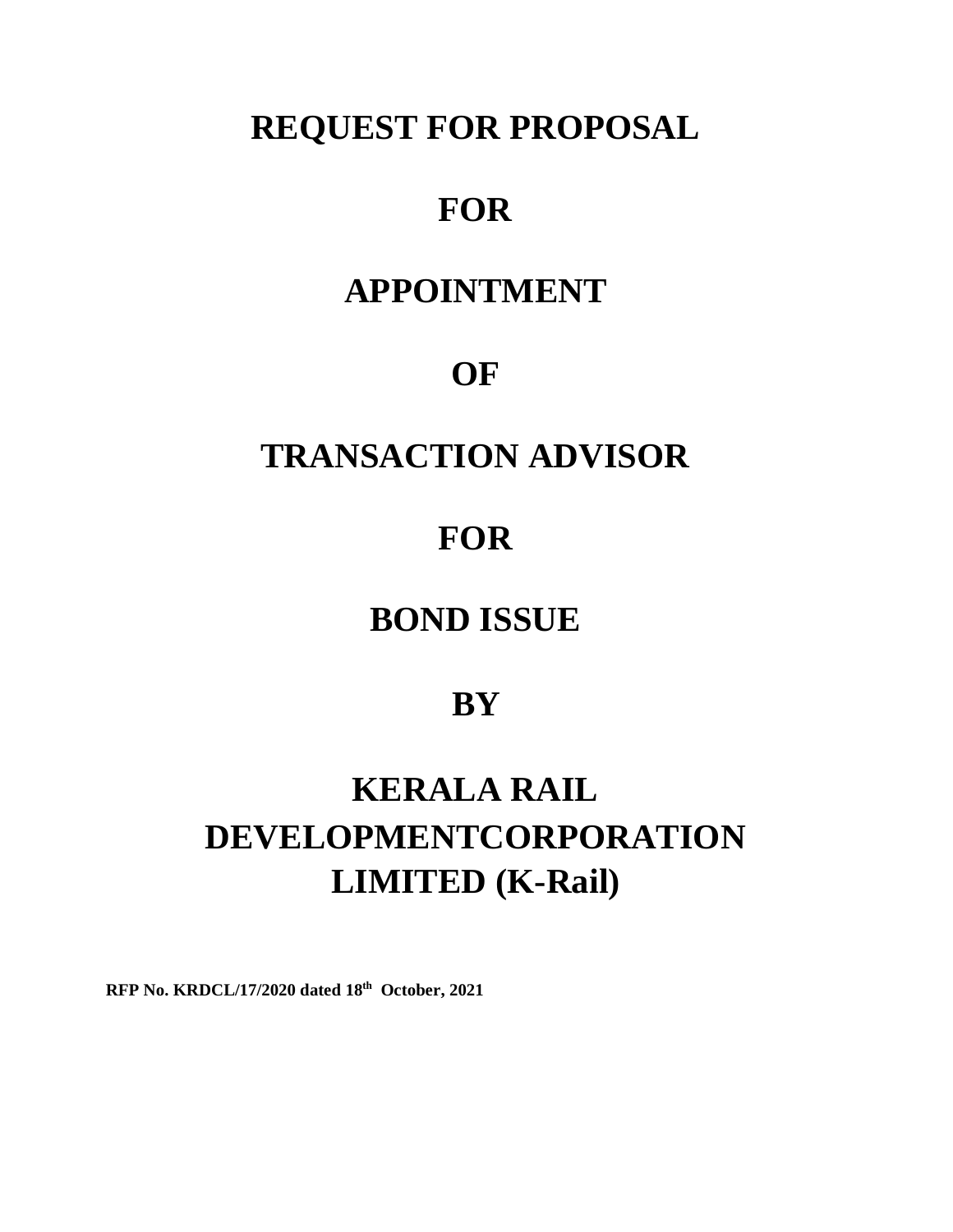# REQUEST FOR PROPOSAL

# FOR

# APPOINTMENT

# OF

# TRANSACTION ADVISOR

# FOR

# BOND ISSUE

# BY

# KERALA RAIL DEVELOPMENTCORPORATION LIMITED (K-Rail)

**RFP No. KRDCL/17/2020 dated 18th October, 2021**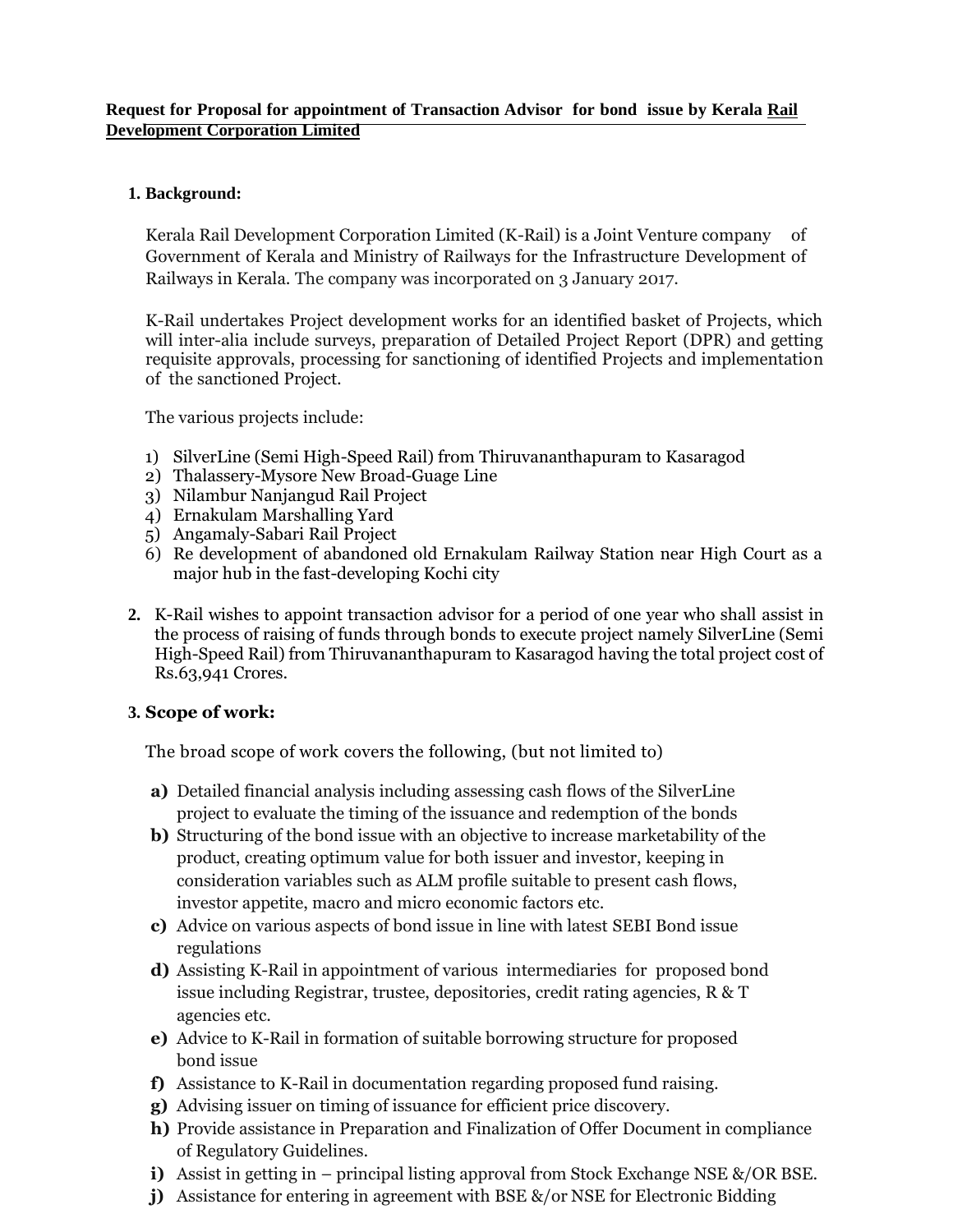**Request for Proposal for appointment of Transaction Advisor for bond issue by Kerala Rail Development Corporation Limited**

**1. Background:**

Kerala Rail Development Corporation Limited (K-Rail) is a Joint Venture company of Government of Kerala and Ministry of Railways for the Infrastructure Development of Railways in Kerala. The company was incorporated on 3 January 2017.

K-Rail undertakes Project development works for an identified basket of Projects, which will inter-alia include surveys, preparation of Detailed Project Report (DPR) and getting requisite approvals, processing for sanctioning of identified Projects and implementation of the sanctioned Project.

The various projects include:

1) SilverLine (Semi High-Speed Rail) from Thiruvananthapuram to Kasaragod
2) Thalassery-Mysore New Broad-Guage Line
3) Nilambur Nanjangud Rail Project
4) Ernakulam Marshalling Yard
5) Angamaly-Sabari Rail Project
6) Re development of abandoned old Ernakulam Railway Station near High Court as a major hub in the fast-developing Kochi city

**2.** K-Rail wishes to appoint transaction advisor for a period of one year who shall assist in the process of raising of funds through bonds to execute project namely SilverLine (Semi High-Speed Rail) from Thiruvananthapuram to Kasaragod having the total project cost of Rs.63,941 Crores.

**3. Scope of work:**

The broad scope of work covers the following, (but not limited to)

**a)** Detailed financial analysis including assessing cash flows of the SilverLine project to evaluate the timing of the issuance and redemption of the bonds

**b)** Structuring of the bond issue with an objective to increase marketability of the product, creating optimum value for both issuer and investor, keeping in consideration variables such as ALM profile suitable to present cash flows, investor appetite, macro and micro economic factors etc.

**c)** Advice on various aspects of bond issue in line with latest SEBI Bond issue regulations

**d)** Assisting K-Rail in appointment of various intermediaries for proposed bond issue including Registrar, trustee, depositories, credit rating agencies, R & T agencies etc.

**e)** Advice to K-Rail in formation of suitable borrowing structure for proposed bond issue

**f)** Assistance to K-Rail in documentation regarding proposed fund raising.

**g)** Advising issuer on timing of issuance for efficient price discovery.

**h)** Provide assistance in Preparation and Finalization of Offer Document in compliance of Regulatory Guidelines.

**i)** Assist in getting in – principal listing approval from Stock Exchange NSE &/OR BSE.

**j)** Assistance for entering in agreement with BSE &/or NSE for Electronic Bidding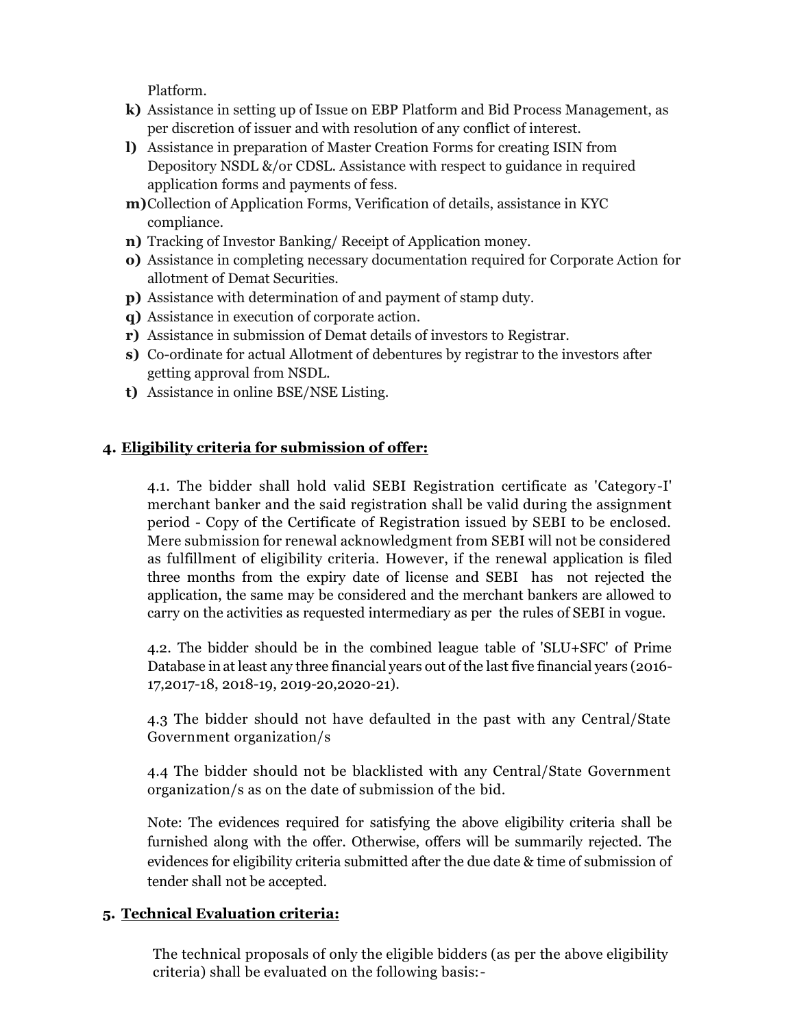Platform.

- **k)** Assistance in setting up of Issue on EBP Platform and Bid Process Management, as per discretion of issuer and with resolution of any conflict of interest.
- **l)** Assistance in preparation of Master Creation Forms for creating ISIN from Depository NSDL &/or CDSL. Assistance with respect to guidance in required application forms and payments of fess.
- **m)** Collection of Application Forms, Verification of details, assistance in KYC compliance.
- **n)** Tracking of Investor Banking/ Receipt of Application money.
- **o)** Assistance in completing necessary documentation required for Corporate Action for allotment of Demat Securities.
- **p)** Assistance with determination of and payment of stamp duty.
- **q)** Assistance in execution of corporate action.
- **r)** Assistance in submission of Demat details of investors to Registrar.
- **s)** Co-ordinate for actual Allotment of debentures by registrar to the investors after getting approval from NSDL.
- **t)** Assistance in online BSE/NSE Listing.

## 4. Eligibility criteria for submission of offer:

4.1. The bidder shall hold valid SEBI Registration certificate as 'Category-I' merchant banker and the said registration shall be valid during the assignment period - Copy of the Certificate of Registration issued by SEBI to be enclosed. Mere submission for renewal acknowledgment from SEBI will not be considered as fulfillment of eligibility criteria. However, if the renewal application is filed three months from the expiry date of license and SEBI has not rejected the application, the same may be considered and the merchant bankers are allowed to carry on the activities as requested intermediary as per the rules of SEBI in vogue.

4.2. The bidder should be in the combined league table of 'SLU+SFC' of Prime Database in at least any three financial years out of the last five financial years (2016-17,2017-18, 2018-19, 2019-20,2020-21).

4.3 The bidder should not have defaulted in the past with any Central/State Government organization/s

4.4 The bidder should not be blacklisted with any Central/State Government organization/s as on the date of submission of the bid.

Note: The evidences required for satisfying the above eligibility criteria shall be furnished along with the offer. Otherwise, offers will be summarily rejected. The evidences for eligibility criteria submitted after the due date & time of submission of tender shall not be accepted.

## 5. Technical Evaluation criteria:

The technical proposals of only the eligible bidders (as per the above eligibility criteria) shall be evaluated on the following basis:-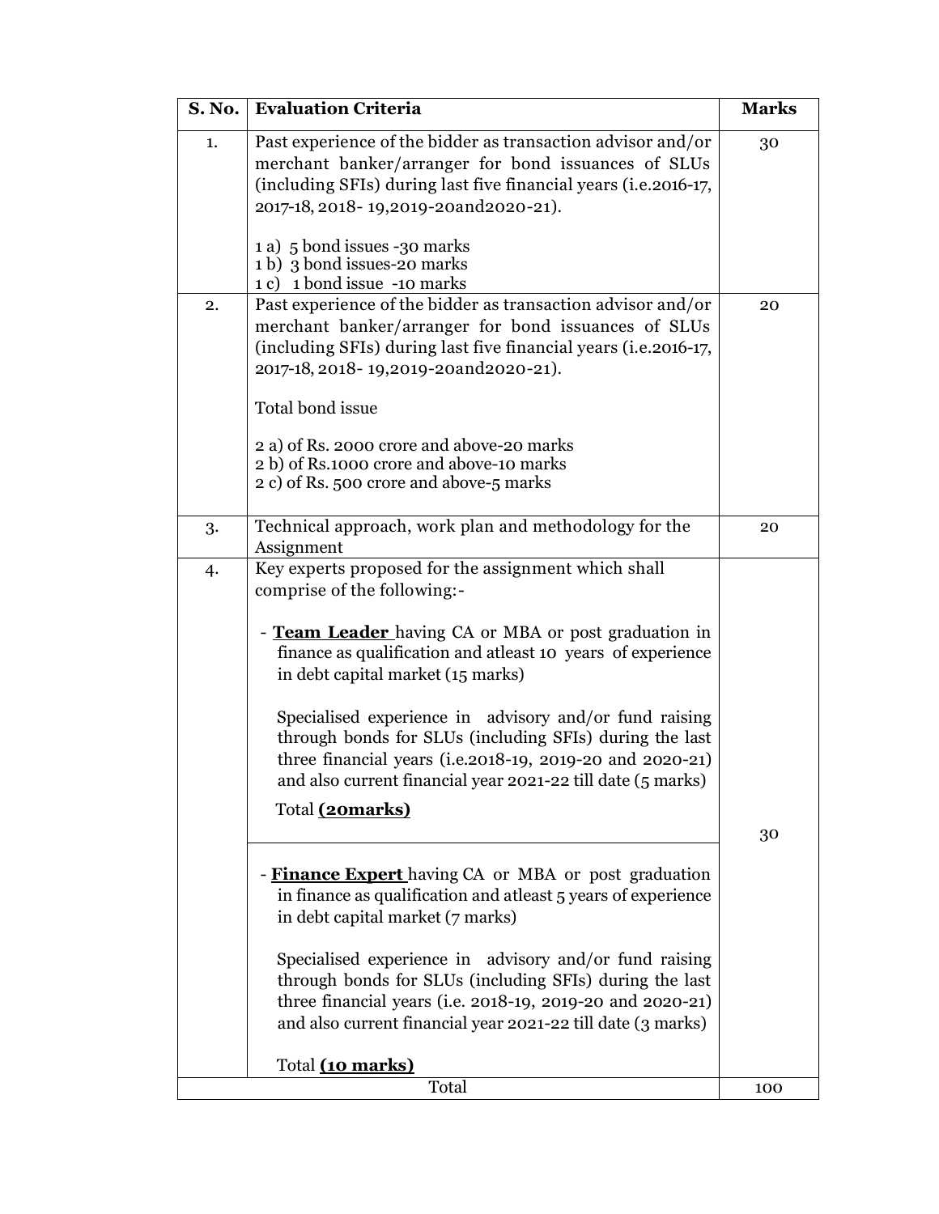| S. No. | Evaluation Criteria | Marks |
|---|---|---|
| 1. | Past experience of the bidder as transaction advisor and/or merchant banker/arranger for bond issuances of SLUs (including SFIs) during last five financial years (i.e.2016-17, 2017-18, 2018- 19,2019-20and2020-21).<br><br>1 a) 5 bond issues -30 marks<br>1 b) 3 bond issues-20 marks<br>1 c) 1 bond issue -10 marks | 30 |
| 2. | Past experience of the bidder as transaction advisor and/or merchant banker/arranger for bond issuances of SLUs (including SFIs) during last five financial years (i.e.2016-17, 2017-18, 2018- 19,2019-20and2020-21).<br><br>Total bond issue<br><br>2 a) of Rs. 2000 crore and above-20 marks<br>2 b) of Rs.1000 crore and above-10 marks<br>2 c) of Rs. 500 crore and above-5 marks | 20 |
| 3. | Technical approach, work plan and methodology for the Assignment | 20 |
| 4. | Key experts proposed for the assignment which shall comprise of the following:-<br><br>- **Team Leader** having CA or MBA or post graduation in finance as qualification and atleast 10 years of experience in debt capital market (15 marks)<br><br>Specialised experience in advisory and/or fund raising through bonds for SLUs (including SFIs) during the last three financial years (i.e.2018-19, 2019-20 and 2020-21) and also current financial year 2021-22 till date (5 marks)<br><br>Total **(20marks)**<br><br>- **Finance Expert** having CA or MBA or post graduation in finance as qualification and atleast 5 years of experience in debt capital market (7 marks)<br><br>Specialised experience in advisory and/or fund raising through bonds for SLUs (including SFIs) during the last three financial years (i.e. 2018-19, 2019-20 and 2020-21) and also current financial year 2021-22 till date (3 marks)<br><br>Total **(10 marks)** | 30 |
| | Total | 100 |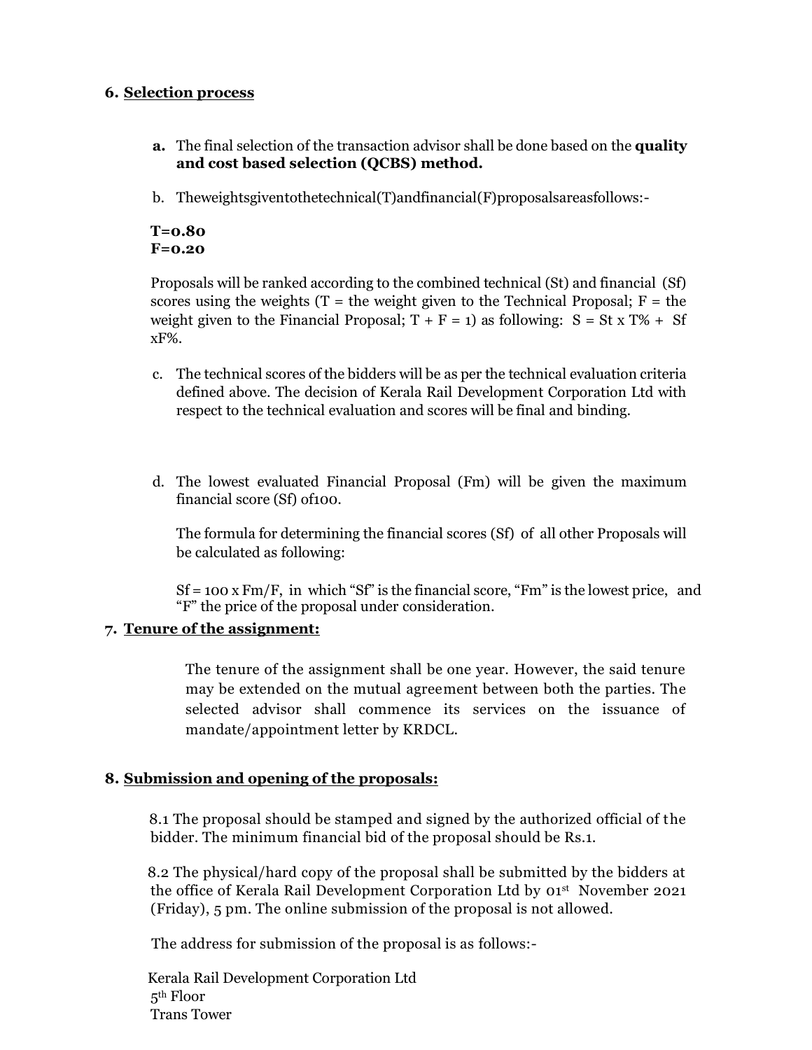## 6. Selection process

a. The final selection of the transaction advisor shall be done based on the **quality and cost based selection (QCBS) method.**

b. Theweightsgiventothetechnical(T)andfinancial(F)proposalsareasfollows:-

**T=0.80**
**F=0.20**

Proposals will be ranked according to the combined technical (St) and financial (Sf) scores using the weights (T = the weight given to the Technical Proposal; F = the weight given to the Financial Proposal; T + F = 1) as following: S = St x T% + Sf xF%.

c. The technical scores of the bidders will be as per the technical evaluation criteria defined above. The decision of Kerala Rail Development Corporation Ltd with respect to the technical evaluation and scores will be final and binding.

d. The lowest evaluated Financial Proposal (Fm) will be given the maximum financial score (Sf) of100.

The formula for determining the financial scores (Sf) of all other Proposals will be calculated as following:

Sf = 100 x Fm/F, in which "Sf" is the financial score, "Fm" is the lowest price, and "F" the price of the proposal under consideration.

## 7. Tenure of the assignment:

The tenure of the assignment shall be one year. However, the said tenure may be extended on the mutual agreement between both the parties. The selected advisor shall commence its services on the issuance of mandate/appointment letter by KRDCL.

## 8. Submission and opening of the proposals:

8.1 The proposal should be stamped and signed by the authorized official of the bidder. The minimum financial bid of the proposal should be Rs.1.

8.2 The physical/hard copy of the proposal shall be submitted by the bidders at the office of Kerala Rail Development Corporation Ltd by 01st November 2021 (Friday), 5 pm. The online submission of the proposal is not allowed.

The address for submission of the proposal is as follows:-

Kerala Rail Development Corporation Ltd
5th Floor
Trans Tower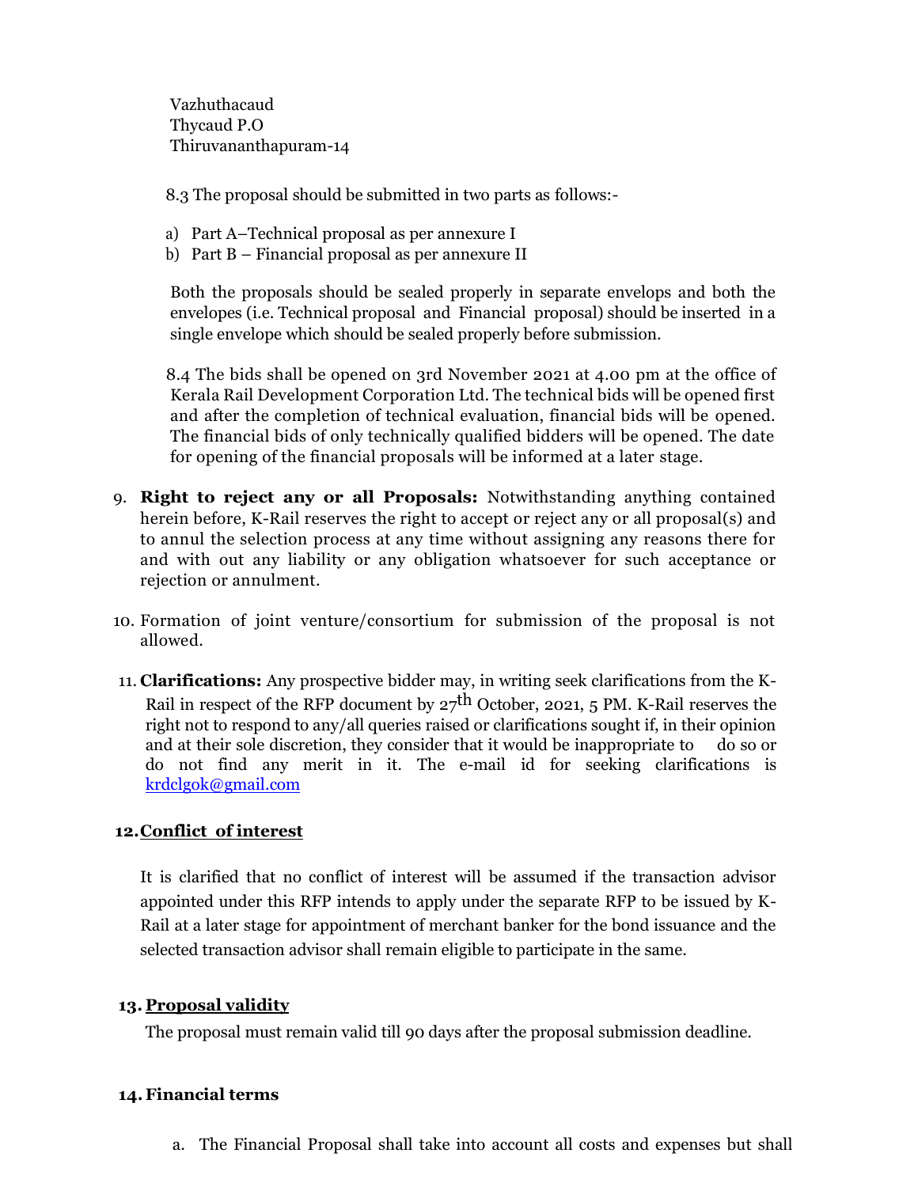Vazhuthacaud
Thycaud P.O
Thiruvananthapuram-14

8.3 The proposal should be submitted in two parts as follows:-

a) Part A–Technical proposal as per annexure I
b) Part B – Financial proposal as per annexure II

Both the proposals should be sealed properly in separate envelops and both the envelopes (i.e. Technical proposal and Financial proposal) should be inserted in a single envelope which should be sealed properly before submission.

8.4 The bids shall be opened on 3rd November 2021 at 4.00 pm at the office of Kerala Rail Development Corporation Ltd. The technical bids will be opened first and after the completion of technical evaluation, financial bids will be opened. The financial bids of only technically qualified bidders will be opened. The date for opening of the financial proposals will be informed at a later stage.

9. **Right to reject any or all Proposals:** Notwithstanding anything contained herein before, K-Rail reserves the right to accept or reject any or all proposal(s) and to annul the selection process at any time without assigning any reasons there for and with out any liability or any obligation whatsoever for such acceptance or rejection or annulment.

10. Formation of joint venture/consortium for submission of the proposal is not allowed.

11. **Clarifications:** Any prospective bidder may, in writing seek clarifications from the K-Rail in respect of the RFP document by 27th October, 2021, 5 PM. K-Rail reserves the right not to respond to any/all queries raised or clarifications sought if, in their opinion and at their sole discretion, they consider that it would be inappropriate to do so or do not find any merit in it. The e-mail id for seeking clarifications is krdclgok@gmail.com

**12. Conflict of interest**

It is clarified that no conflict of interest will be assumed if the transaction advisor appointed under this RFP intends to apply under the separate RFP to be issued by K-Rail at a later stage for appointment of merchant banker for the bond issuance and the selected transaction advisor shall remain eligible to participate in the same.

**13. Proposal validity**

The proposal must remain valid till 90 days after the proposal submission deadline.

**14. Financial terms**

a. The Financial Proposal shall take into account all costs and expenses but shall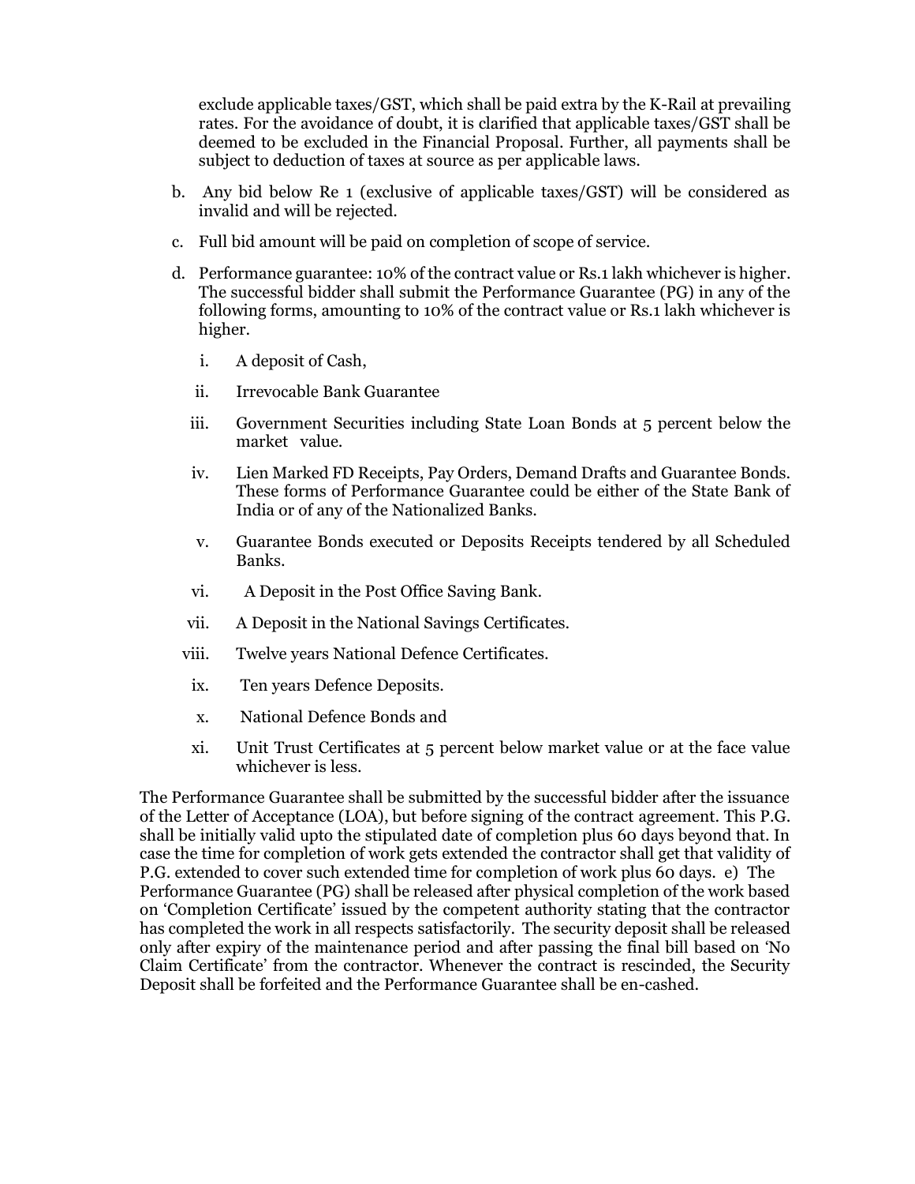exclude applicable taxes/GST, which shall be paid extra by the K-Rail at prevailing rates. For the avoidance of doubt, it is clarified that applicable taxes/GST shall be deemed to be excluded in the Financial Proposal. Further, all payments shall be subject to deduction of taxes at source as per applicable laws.

b. Any bid below Re 1 (exclusive of applicable taxes/GST) will be considered as invalid and will be rejected.

c. Full bid amount will be paid on completion of scope of service.

d. Performance guarantee: 10% of the contract value or Rs.1 lakh whichever is higher. The successful bidder shall submit the Performance Guarantee (PG) in any of the following forms, amounting to 10% of the contract value or Rs.1 lakh whichever is higher.

   i. A deposit of Cash,

   ii. Irrevocable Bank Guarantee

   iii. Government Securities including State Loan Bonds at 5 percent below the market value.

   iv. Lien Marked FD Receipts, Pay Orders, Demand Drafts and Guarantee Bonds. These forms of Performance Guarantee could be either of the State Bank of India or of any of the Nationalized Banks.

   v. Guarantee Bonds executed or Deposits Receipts tendered by all Scheduled Banks.

   vi. A Deposit in the Post Office Saving Bank.

   vii. A Deposit in the National Savings Certificates.

   viii. Twelve years National Defence Certificates.

   ix. Ten years Defence Deposits.

   x. National Defence Bonds and

   xi. Unit Trust Certificates at 5 percent below market value or at the face value whichever is less.

The Performance Guarantee shall be submitted by the successful bidder after the issuance of the Letter of Acceptance (LOA), but before signing of the contract agreement. This P.G. shall be initially valid upto the stipulated date of completion plus 60 days beyond that. In case the time for completion of work gets extended the contractor shall get that validity of P.G. extended to cover such extended time for completion of work plus 60 days. e) The Performance Guarantee (PG) shall be released after physical completion of the work based on 'Completion Certificate' issued by the competent authority stating that the contractor has completed the work in all respects satisfactorily. The security deposit shall be released only after expiry of the maintenance period and after passing the final bill based on 'No Claim Certificate' from the contractor. Whenever the contract is rescinded, the Security Deposit shall be forfeited and the Performance Guarantee shall be en-cashed.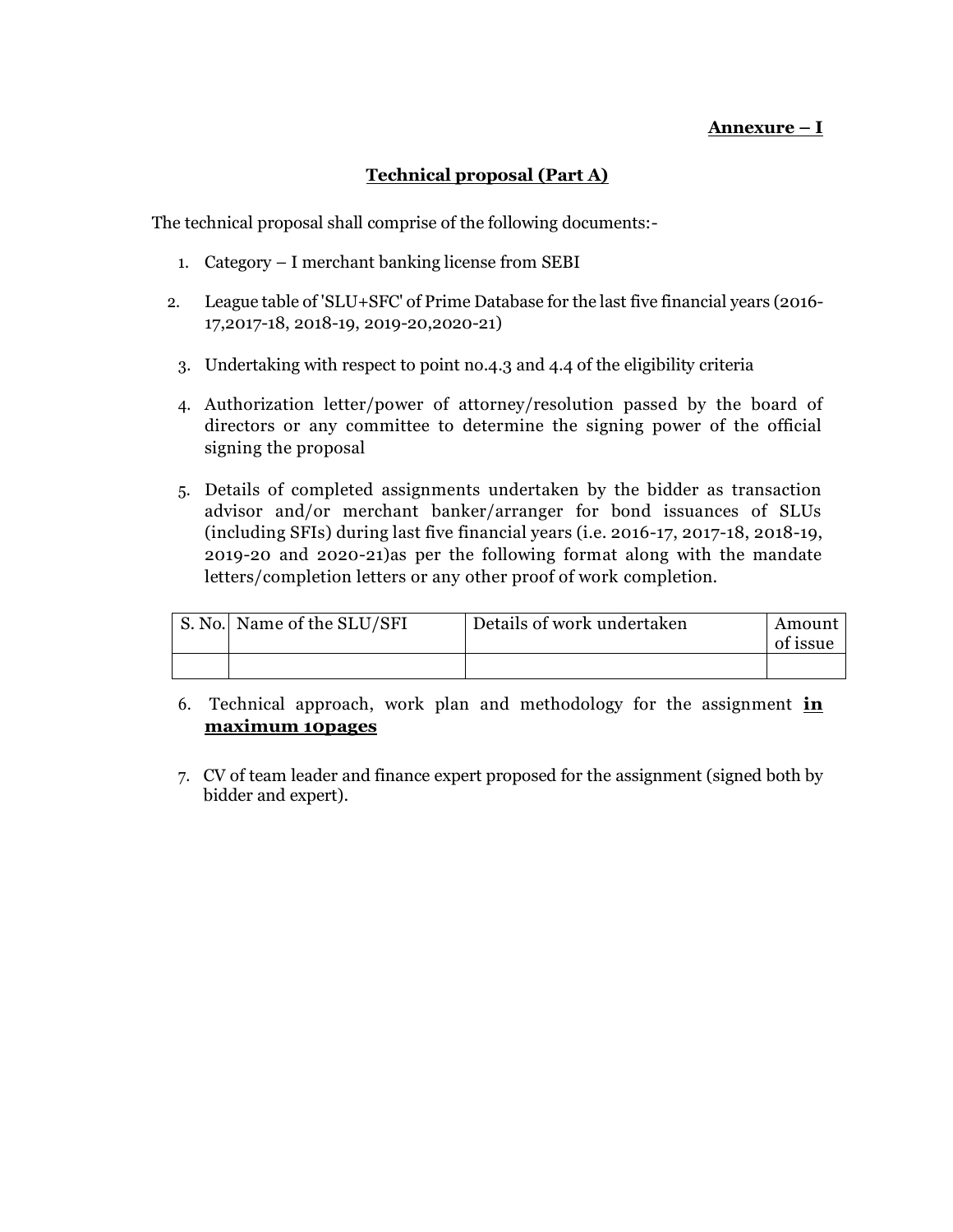**Annexure – I**

## Technical proposal (Part A)

The technical proposal shall comprise of the following documents:-

1. Category – I merchant banking license from SEBI
2. League table of 'SLU+SFC' of Prime Database for the last five financial years (2016-17,2017-18, 2018-19, 2019-20,2020-21)
3. Undertaking with respect to point no.4.3 and 4.4 of the eligibility criteria
4. Authorization letter/power of attorney/resolution passed by the board of directors or any committee to determine the signing power of the official signing the proposal
5. Details of completed assignments undertaken by the bidder as transaction advisor and/or merchant banker/arranger for bond issuances of SLUs (including SFIs) during last five financial years (i.e. 2016-17, 2017-18, 2018-19, 2019-20 and 2020-21)as per the following format along with the mandate letters/completion letters or any other proof of work completion.

| S. No. | Name of the SLU/SFI | Details of work undertaken | Amount of issue |
|---|---|---|---|
| | | | |

6. Technical approach, work plan and methodology for the assignment **<u>in maximum 10pages</u>**
7. CV of team leader and finance expert proposed for the assignment (signed both by bidder and expert).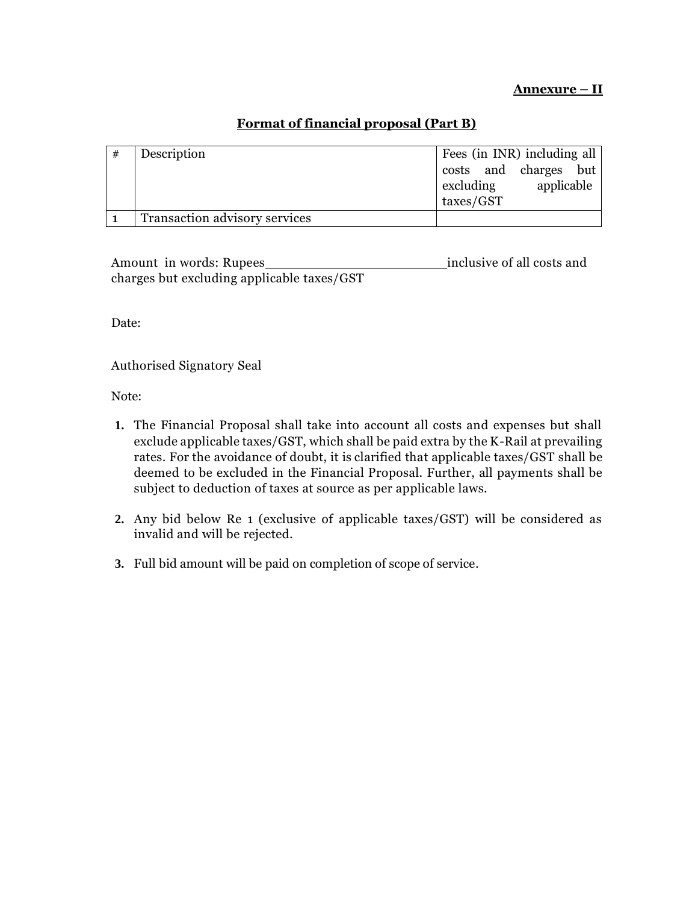**Annexure – II**

## Format of financial proposal (Part B)

| # | Description | Fees (in INR) including all costs and charges but excluding applicable taxes/GST |
|---|---|---|
| 1 | Transaction advisory services | |

Amount in words: Rupees\_\_\_\_\_\_\_\_\_\_\_\_\_\_\_\_\_\_\_\_\_\_\_\_inclusive of all costs and charges but excluding applicable taxes/GST

Date:

Authorised Signatory Seal

Note:

1. The Financial Proposal shall take into account all costs and expenses but shall exclude applicable taxes/GST, which shall be paid extra by the K-Rail at prevailing rates. For the avoidance of doubt, it is clarified that applicable taxes/GST shall be deemed to be excluded in the Financial Proposal. Further, all payments shall be subject to deduction of taxes at source as per applicable laws.

2. Any bid below Re 1 (exclusive of applicable taxes/GST) will be considered as invalid and will be rejected.

3. Full bid amount will be paid on completion of scope of service.